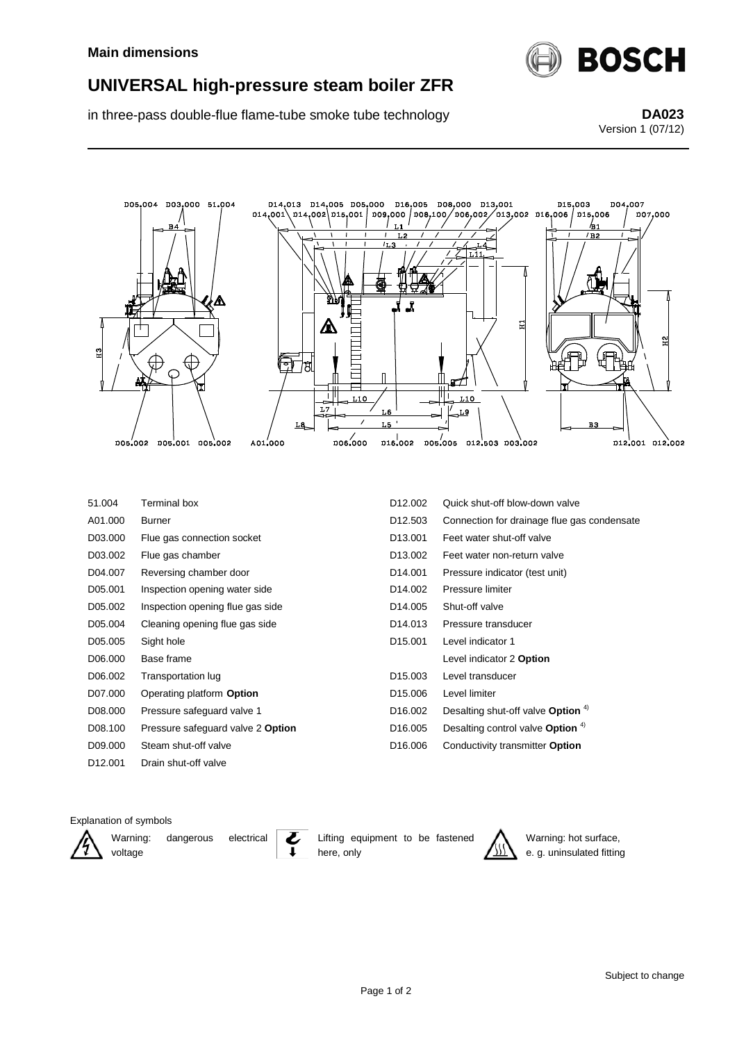**Main dimensions**

# UNIVERSAL high-pressure steam boiler ZFR

in three-pass double-flue flame-tube smoke tube technology

**DA023**
Version 1 (07/12)

| Code | Description |
|---|---|
| 51.004 | Terminal box |
| A01.000 | Burner |
| D03.000 | Flue gas connection socket |
| D03.002 | Flue gas chamber |
| D04.007 | Reversing chamber door |
| D05.001 | Inspection opening water side |
| D05.002 | Inspection opening flue gas side |
| D05.004 | Cleaning opening flue gas side |
| D05.005 | Sight hole |
| D06.000 | Base frame |
| D06.002 | Transportation lug |
| D07.000 | Operating platform **Option** |
| D08.000 | Pressure safeguard valve 1 |
| D08.100 | Pressure safeguard valve 2 **Option** |
| D09.000 | Steam shut-off valve |
| D12.001 | Drain shut-off valve |
| D12.002 | Quick shut-off blow-down valve |
| D12.503 | Connection for drainage flue gas condensate |
| D13.001 | Feet water shut-off valve |
| D13.002 | Feet water non-return valve |
| D14.001 | Pressure indicator (test unit) |
| D14.002 | Pressure limiter |
| D14.005 | Shut-off valve |
| D14.013 | Pressure transducer |
| D15.001 | Level indicator 1 |
| | Level indicator 2 **Option** |
| D15.003 | Level transducer |
| D15.006 | Level limiter |
| D16.002 | Desalting shut-off valve **Option** [4] |
| D16.005 | Desalting control valve **Option** [4] |
| D16.006 | Conductivity transmitter **Option** |

Explanation of symbols

- Warning: dangerous electrical voltage
- Lifting equipment to be fastened here, only
- Warning: hot surface, e. g. uninsulated fitting

Subject to change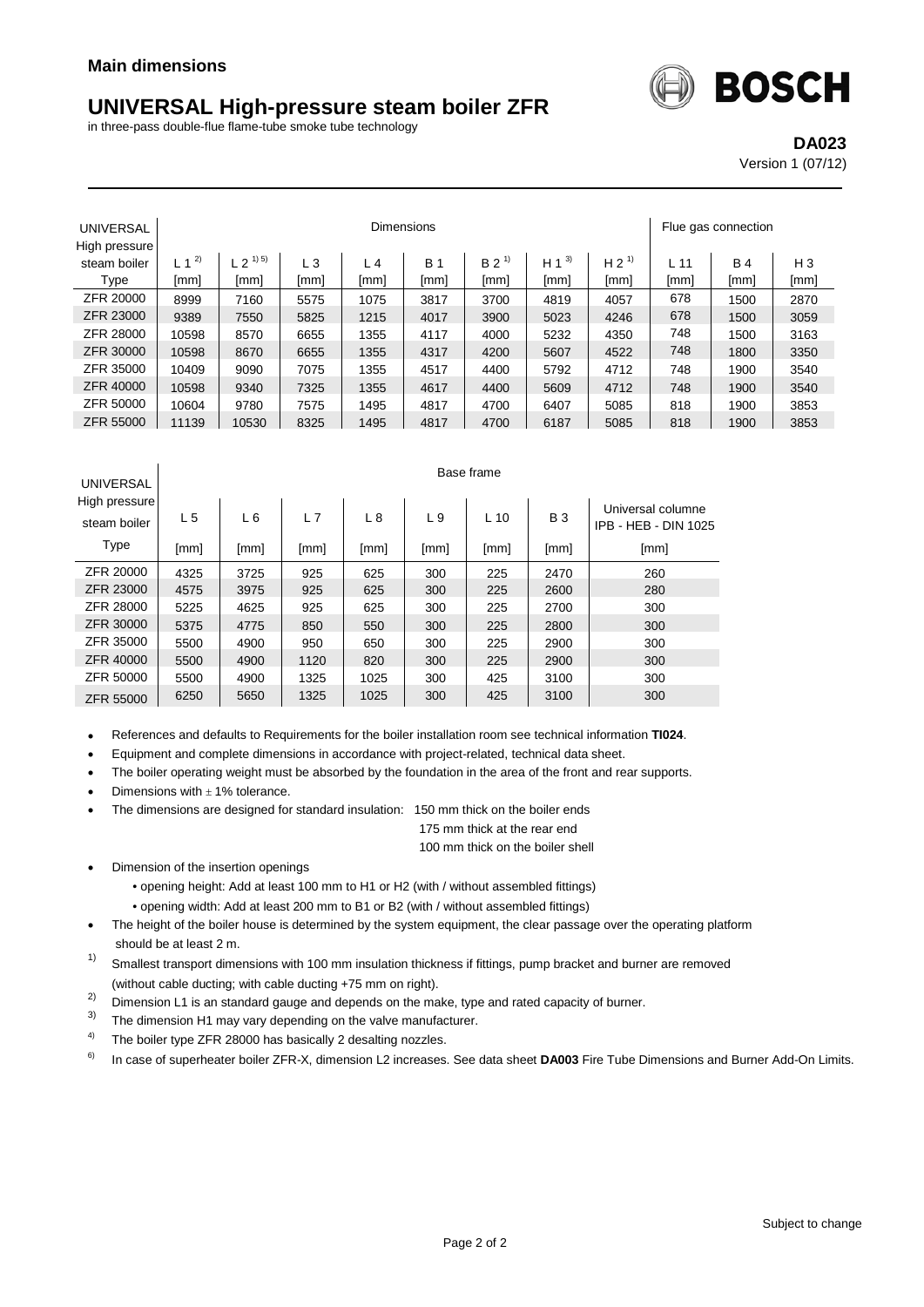**Main dimensions**

# UNIVERSAL High-pressure steam boiler ZFR

in three-pass double-flue flame-tube smoke tube technology

**DA023**
Version 1 (07/12)

| UNIVERSAL High pressure steam boiler Type | Dimensions | | | | | | | | Flue gas connection | | |
|---|---|---|---|---|---|---|---|---|---|---|---|
| | L 1 [2) ] [mm] | L 2 [1) 5)] [mm] | L 3 [mm] | L 4 [mm] | B 1 [mm] | B 2 [1)] [mm] | H 1 [3)] [mm] | H 2 [1)] [mm] | L 11 [mm] | B 4 [mm] | H 3 [mm] |
| ZFR 20000 | 8999 | 7160 | 5575 | 1075 | 3817 | 3700 | 4819 | 4057 | 678 | 1500 | 2870 |
| ZFR 23000 | 9389 | 7550 | 5825 | 1215 | 4017 | 3900 | 5023 | 4246 | 678 | 1500 | 3059 |
| ZFR 28000 | 10598 | 8570 | 6655 | 1355 | 4117 | 4000 | 5232 | 4350 | 748 | 1500 | 3163 |
| ZFR 30000 | 10598 | 8670 | 6655 | 1355 | 4317 | 4200 | 5607 | 4522 | 748 | 1800 | 3350 |
| ZFR 35000 | 10409 | 9090 | 7075 | 1355 | 4517 | 4400 | 5792 | 4712 | 748 | 1900 | 3540 |
| ZFR 40000 | 10598 | 9340 | 7325 | 1355 | 4617 | 4400 | 5609 | 4712 | 748 | 1900 | 3540 |
| ZFR 50000 | 10604 | 9780 | 7575 | 1495 | 4817 | 4700 | 6407 | 5085 | 818 | 1900 | 3853 |
| ZFR 55000 | 11139 | 10530 | 8325 | 1495 | 4817 | 4700 | 6187 | 5085 | 818 | 1900 | 3853 |

| UNIVERSAL High pressure steam boiler Type | Base frame | | | | | | | |
|---|---|---|---|---|---|---|---|---|
| | L 5 [mm] | L 6 [mm] | L 7 [mm] | L 8 [mm] | L 9 [mm] | L 10 [mm] | B 3 [mm] | Universal columne IPB - HEB - DIN 1025 [mm] |
| ZFR 20000 | 4325 | 3725 | 925 | 625 | 300 | 225 | 2470 | 260 |
| ZFR 23000 | 4575 | 3975 | 925 | 625 | 300 | 225 | 2600 | 280 |
| ZFR 28000 | 5225 | 4625 | 925 | 625 | 300 | 225 | 2700 | 300 |
| ZFR 30000 | 5375 | 4775 | 850 | 550 | 300 | 225 | 2800 | 300 |
| ZFR 35000 | 5500 | 4900 | 950 | 650 | 300 | 225 | 2900 | 300 |
| ZFR 40000 | 5500 | 4900 | 1120 | 820 | 300 | 225 | 2900 | 300 |
| ZFR 50000 | 5500 | 4900 | 1325 | 1025 | 300 | 425 | 3100 | 300 |
| ZFR 55000 | 6250 | 5650 | 1325 | 1025 | 300 | 425 | 3100 | 300 |

- References and defaults to Requirements for the boiler installation room see technical information **TI024**.
- Equipment and complete dimensions in accordance with project-related, technical data sheet.
- The boiler operating weight must be absorbed by the foundation in the area of the front and rear supports.
- Dimensions with ± 1% tolerance.
- The dimensions are designed for standard insulation: 150 mm thick on the boiler ends
  175 mm thick at the rear end
  100 mm thick on the boiler shell
- Dimension of the insertion openings
  - opening height: Add at least 100 mm to H1 or H2 (with / without assembled fittings)
  - opening width: Add at least 200 mm to B1 or B2 (with / without assembled fittings)
- The height of the boiler house is determined by the system equipment, the clear passage over the operating platform should be at least 2 m.

[1)] Smallest transport dimensions with 100 mm insulation thickness if fittings, pump bracket and burner are removed (without cable ducting; with cable ducting +75 mm on right).

[2)] Dimension L1 is an standard gauge and depends on the make, type and rated capacity of burner.

[3)] The dimension H1 may vary depending on the valve manufacturer.

[4)] The boiler type ZFR 28000 has basically 2 desalting nozzles.

[6)] In case of superheater boiler ZFR-X, dimension L2 increases. See data sheet **DA003** Fire Tube Dimensions and Burner Add-On Limits.

Subject to change